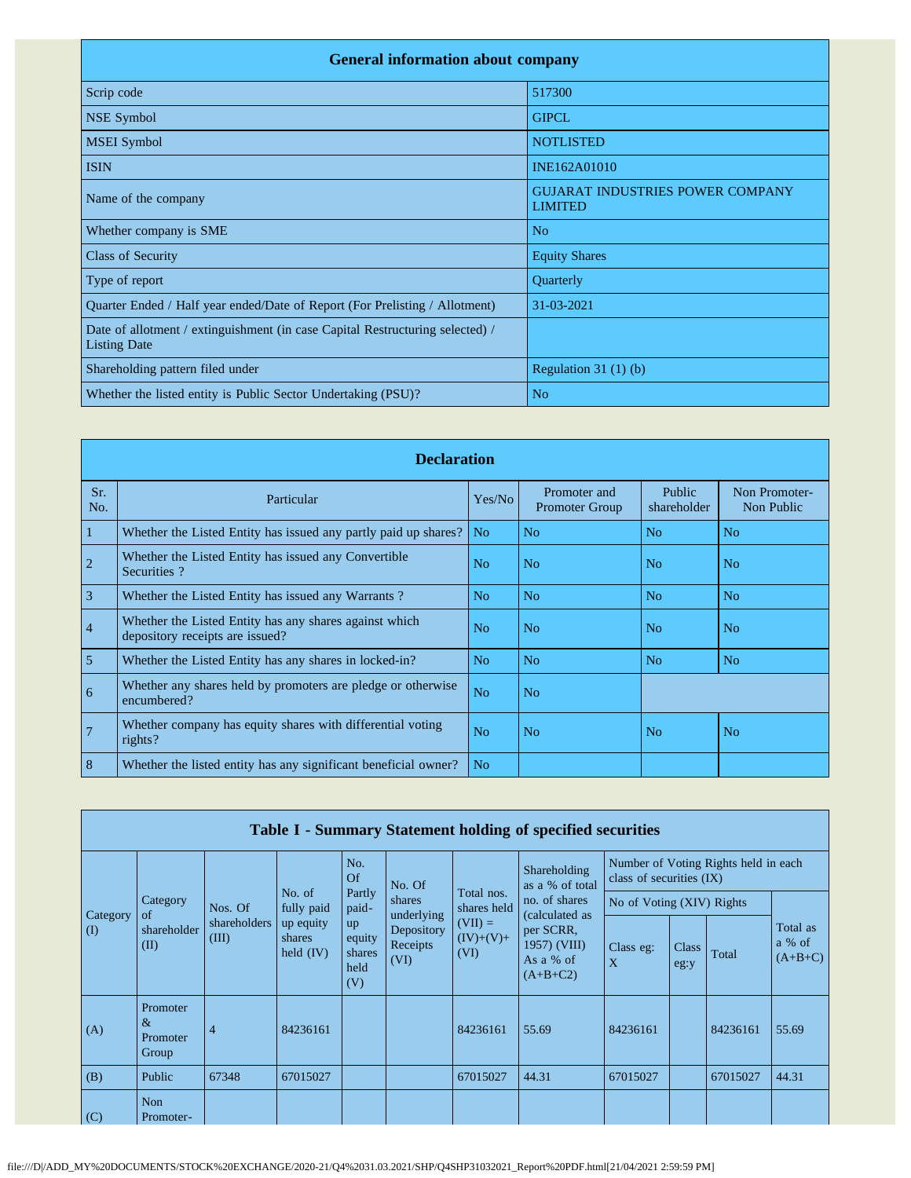## General information about company

| General information about company | |
|---|---|
| Scrip code | 517300 |
| NSE Symbol | GIPCL |
| MSEI Symbol | NOTLISTED |
| ISIN | INE162A01010 |
| Name of the company | GUJARAT INDUSTRIES POWER COMPANY LIMITED |
| Whether company is SME | No |
| Class of Security | Equity Shares |
| Type of report | Quarterly |
| Quarter Ended / Half year ended/Date of Report (For Prelisting / Allotment) | 31-03-2021 |
| Date of allotment / extinguishment (in case Capital Restructuring selected) / Listing Date | |
| Shareholding pattern filed under | Regulation 31 (1) (b) |
| Whether the listed entity is Public Sector Undertaking (PSU)? | No |

## Declaration

| Sr. No. | Particular | Yes/No | Promoter and Promoter Group | Public shareholder | Non Promoter- Non Public |
|---|---|---|---|---|---|
| 1 | Whether the Listed Entity has issued any partly paid up shares? | No | No | No | No |
| 2 | Whether the Listed Entity has issued any Convertible Securities ? | No | No | No | No |
| 3 | Whether the Listed Entity has issued any Warrants ? | No | No | No | No |
| 4 | Whether the Listed Entity has any shares against which depository receipts are issued? | No | No | No | No |
| 5 | Whether the Listed Entity has any shares in locked-in? | No | No | No | No |
| 6 | Whether any shares held by promoters are pledge or otherwise encumbered? | No | No | | |
| 7 | Whether company has equity shares with differential voting rights? | No | No | No | No |
| 8 | Whether the listed entity has any significant beneficial owner? | No | | | |

## Table I - Summary Statement holding of specified securities

| Category (I) | Category of shareholder (II) | Nos. Of shareholders (III) | No. of fully paid up equity shares held (IV) | No. Of Partly paid-up equity shares held (V) | No. Of shares underlying Depository Receipts (VI) | Total nos. shares held (VII) = (IV)+(V)+ (VI) | Shareholding as a % of total no. of shares (calculated as per SCRR, 1957) (VIII) As a % of (A+B+C2) | Number of Voting Rights held in each class of securities (IX) | | | |
|---|---|---|---|---|---|---|---|---|---|---|---|
| | | | | | | | | No of Voting (XIV) Rights | | | Total as a % of (A+B+C) |
| | | | | | | | | Class eg: X | Class eg:y | Total | |
| (A) | Promoter & Promoter Group | 4 | 84236161 | | | 84236161 | 55.69 | 84236161 | | 84236161 | 55.69 |
| (B) | Public | 67348 | 67015027 | | | 67015027 | 44.31 | 67015027 | | 67015027 | 44.31 |
| (C) | Non Promoter- | | | | | | | | | | |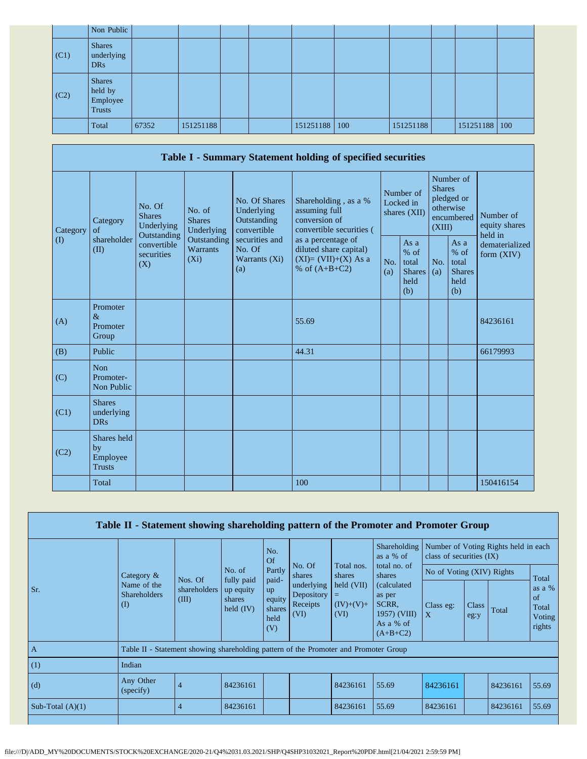| | Non Public | | | | | | | | | | |
|---|---|---|---|---|---|---|---|---|---|---|---|
| (C1) | Shares underlying DRs | | | | | | | | | | |
| (C2) | Shares held by Employee Trusts | | | | | | | | | | |
| | Total | 67352 | 151251188 | | | 151251188 | 100 | 151251188 | | 151251188 | 100 |

## Table I - Summary Statement holding of specified securities

| Category (I) | Category of shareholder (II) | No. Of Shares Underlying Outstanding convertible securities (X) | No. of Shares Underlying Outstanding Warrants (Xi) | No. Of Shares Underlying Outstanding convertible securities and No. Of Warrants (Xi) (a) | Shareholding , as a % assuming full conversion of convertible securities ( as a percentage of diluted share capital) (XI)= (VII)+(X) As a % of (A+B+C2) | Number of Locked in shares (XII) | | Number of Shares pledged or otherwise encumbered (XIII) | | Number of equity shares held in dematerialized form (XIV) |
|---|---|---|---|---|---|---|---|---|---|---|
| | | | | | | No. (a) | As a % of total Shares held (b) | No. (a) | As a % of total Shares held (b) | |
| (A) | Promoter & Promoter Group | | | | 55.69 | | | | | 84236161 |
| (B) | Public | | | | 44.31 | | | | | 66179993 |
| (C) | Non Promoter- Non Public | | | | | | | | | |
| (C1) | Shares underlying DRs | | | | | | | | | |
| (C2) | Shares held by Employee Trusts | | | | | | | | | |
| | Total | | | | 100 | | | | | 150416154 |

## Table II - Statement showing shareholding pattern of the Promoter and Promoter Group

| Sr. | Category & Name of the Shareholders (I) | Nos. Of shareholders (III) | No. of fully paid up equity shares held (IV) | No. Of Partly paid-up equity shares held (V) | No. Of shares underlying Depository Receipts (VI) | Total nos. shares held (VII) = (IV)+(V)+ (VI) | Shareholding as a % of total no. of shares (calculated as per SCRR, 1957) (VIII) As a % of (A+B+C2) | Number of Voting Rights held in each class of securities (IX) | | | |
|---|---|---|---|---|---|---|---|---|---|---|---|
| | | | | | | | | No of Voting (XIV) Rights | | | Total as a % of Total Voting rights |
| | | | | | | | | Class eg: X | Class eg:y | Total | |
| A | Table II - Statement showing shareholding pattern of the Promoter and Promoter Group | | | | | | | | | | |
| (1) | Indian | | | | | | | | | | |
| (d) | Any Other (specify) | 4 | 84236161 | | | 84236161 | 55.69 | 84236161 | | 84236161 | 55.69 |
| Sub-Total (A)(1) | | 4 | 84236161 | | | 84236161 | 55.69 | 84236161 | | 84236161 | 55.69 |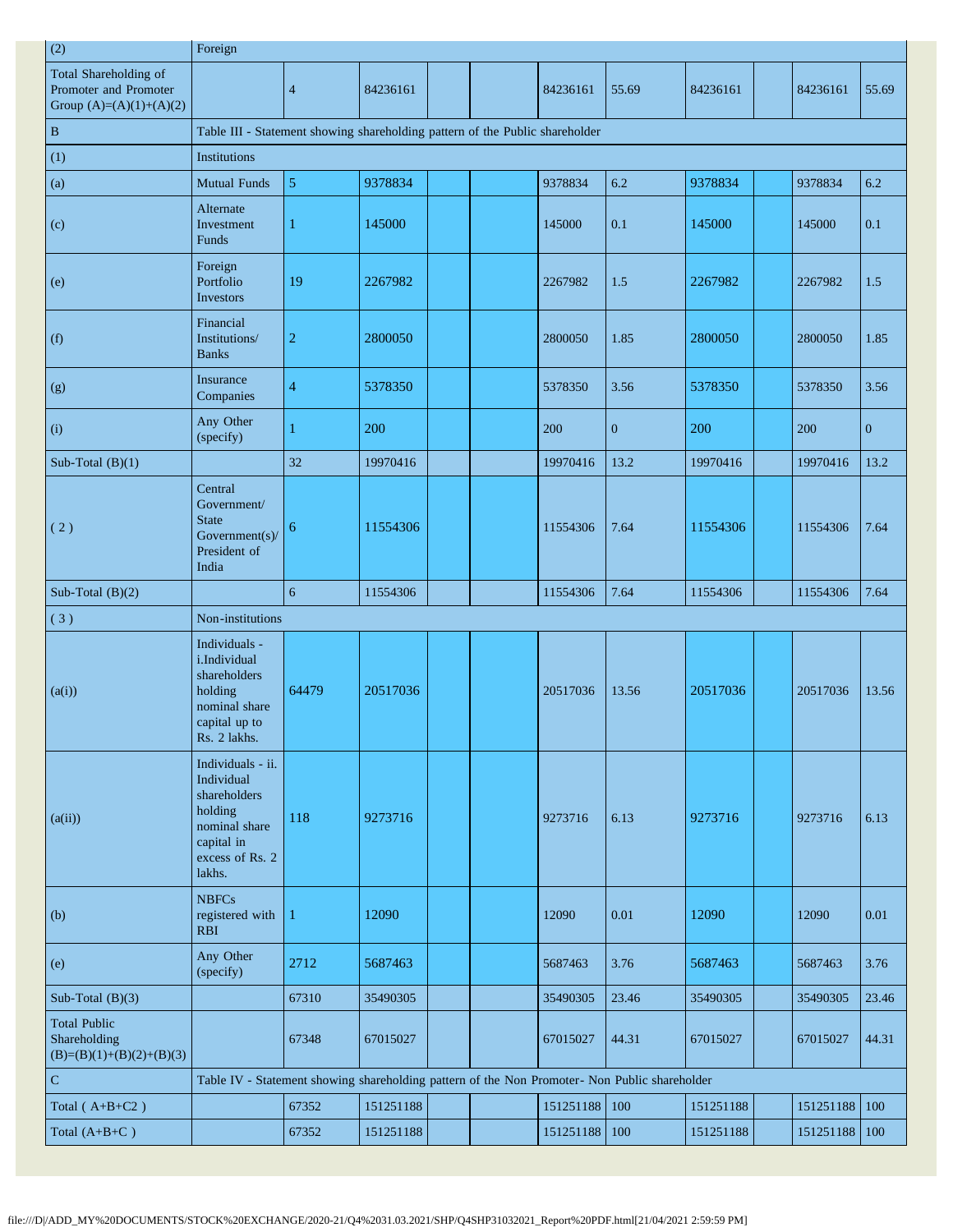| (2) | Foreign | | | | | | | | | | |
|---|---|---|---|---|---|---|---|---|---|---|---|
| Total Shareholding of Promoter and Promoter Group (A)=(A)(1)+(A)(2) | | 4 | 84236161 | | | 84236161 | 55.69 | 84236161 | | 84236161 | 55.69 |
| B | Table III - Statement showing shareholding pattern of the Public shareholder | | | | | | | | | | |
| (1) | Institutions | | | | | | | | | | |
| (a) | Mutual Funds | 5 | 9378834 | | | 9378834 | 6.2 | 9378834 | | 9378834 | 6.2 |
| (c) | Alternate Investment Funds | 1 | 145000 | | | 145000 | 0.1 | 145000 | | 145000 | 0.1 |
| (e) | Foreign Portfolio Investors | 19 | 2267982 | | | 2267982 | 1.5 | 2267982 | | 2267982 | 1.5 |
| (f) | Financial Institutions/ Banks | 2 | 2800050 | | | 2800050 | 1.85 | 2800050 | | 2800050 | 1.85 |
| (g) | Insurance Companies | 4 | 5378350 | | | 5378350 | 3.56 | 5378350 | | 5378350 | 3.56 |
| (i) | Any Other (specify) | 1 | 200 | | | 200 | 0 | 200 | | 200 | 0 |
| Sub-Total (B)(1) | | 32 | 19970416 | | | 19970416 | 13.2 | 19970416 | | 19970416 | 13.2 |
| ( 2 ) | Central Government/ State Government(s)/ President of India | 6 | 11554306 | | | 11554306 | 7.64 | 11554306 | | 11554306 | 7.64 |
| Sub-Total (B)(2) | | 6 | 11554306 | | | 11554306 | 7.64 | 11554306 | | 11554306 | 7.64 |
| ( 3 ) | Non-institutions | | | | | | | | | | |
| (a(i)) | Individuals - i.Individual shareholders holding nominal share capital up to Rs. 2 lakhs. | 64479 | 20517036 | | | 20517036 | 13.56 | 20517036 | | 20517036 | 13.56 |
| (a(ii)) | Individuals - ii. Individual shareholders holding nominal share capital in excess of Rs. 2 lakhs. | 118 | 9273716 | | | 9273716 | 6.13 | 9273716 | | 9273716 | 6.13 |
| (b) | NBFCs registered with RBI | 1 | 12090 | | | 12090 | 0.01 | 12090 | | 12090 | 0.01 |
| (e) | Any Other (specify) | 2712 | 5687463 | | | 5687463 | 3.76 | 5687463 | | 5687463 | 3.76 |
| Sub-Total (B)(3) | | 67310 | 35490305 | | | 35490305 | 23.46 | 35490305 | | 35490305 | 23.46 |
| Total Public Shareholding (B)=(B)(1)+(B)(2)+(B)(3) | | 67348 | 67015027 | | | 67015027 | 44.31 | 67015027 | | 67015027 | 44.31 |
| C | Table IV - Statement showing shareholding pattern of the Non Promoter- Non Public shareholder | | | | | | | | | | |
| Total ( A+B+C2 ) | | 67352 | 151251188 | | | 151251188 | 100 | 151251188 | | 151251188 | 100 |
| Total (A+B+C ) | | 67352 | 151251188 | | | 151251188 | 100 | 151251188 | | 151251188 | 100 |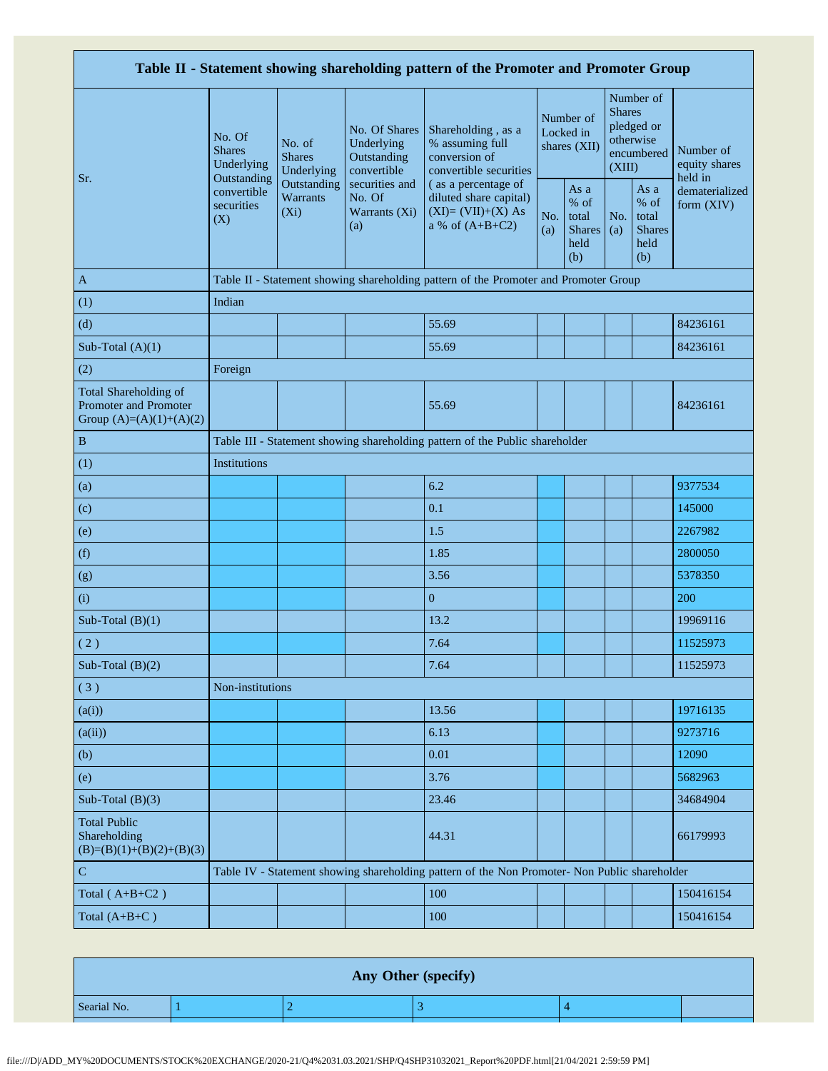| Table II - Statement showing shareholding pattern of the Promoter and Promoter Group | | | | | | | | | |
|---|---|---|---|---|---|---|---|---|---|
| Sr. | No. Of Shares Underlying Outstanding convertible securities (X) | No. of Shares Underlying Outstanding Warrants (Xi) | No. Of Shares Underlying Outstanding convertible securities and No. Of Warrants (Xi) (a) | Shareholding , as a % assuming full conversion of convertible securities ( as a percentage of diluted share capital) (XI)= (VII)+(X) As a % of (A+B+C2) | Number of Locked in shares (XII) | | Number of Shares pledged or otherwise encumbered (XIII) | | Number of equity shares held in dematerialized form (XIV) |
| | | | | | No. (a) | As a % of total Shares held (b) | No. (a) | As a % of total Shares held (b) | |
| A | Table II - Statement showing shareholding pattern of the Promoter and Promoter Group | | | | | | | | |
| (1) | Indian | | | | | | | | |
| (d) | | | | 55.69 | | | | | 84236161 |
| Sub-Total (A)(1) | | | | 55.69 | | | | | 84236161 |
| (2) | Foreign | | | | | | | | |
| Total Shareholding of Promoter and Promoter Group (A)=(A)(1)+(A)(2) | | | | 55.69 | | | | | 84236161 |
| B | Table III - Statement showing shareholding pattern of the Public shareholder | | | | | | | | |
| (1) | Institutions | | | | | | | | |
| (a) | | | | 6.2 | | | | | 9377534 |
| (c) | | | | 0.1 | | | | | 145000 |
| (e) | | | | 1.5 | | | | | 2267982 |
| (f) | | | | 1.85 | | | | | 2800050 |
| (g) | | | | 3.56 | | | | | 5378350 |
| (i) | | | | 0 | | | | | 200 |
| Sub-Total (B)(1) | | | | 13.2 | | | | | 19969116 |
| ( 2 ) | | | | 7.64 | | | | | 11525973 |
| Sub-Total (B)(2) | | | | 7.64 | | | | | 11525973 |
| ( 3 ) | Non-institutions | | | | | | | | |
| (a(i)) | | | | 13.56 | | | | | 19716135 |
| (a(ii)) | | | | 6.13 | | | | | 9273716 |
| (b) | | | | 0.01 | | | | | 12090 |
| (e) | | | | 3.76 | | | | | 5682963 |
| Sub-Total (B)(3) | | | | 23.46 | | | | | 34684904 |
| Total Public Shareholding (B)=(B)(1)+(B)(2)+(B)(3) | | | | 44.31 | | | | | 66179993 |
| C | Table IV - Statement showing shareholding pattern of the Non Promoter- Non Public shareholder | | | | | | | | |
| Total ( A+B+C2 ) | | | | 100 | | | | | 150416154 |
| Total (A+B+C ) | | | | 100 | | | | | 150416154 |

| Any Other (specify) | | | | | |
|---|---|---|---|---|---|
| Searial No. | 1 | 2 | 3 | 4 | |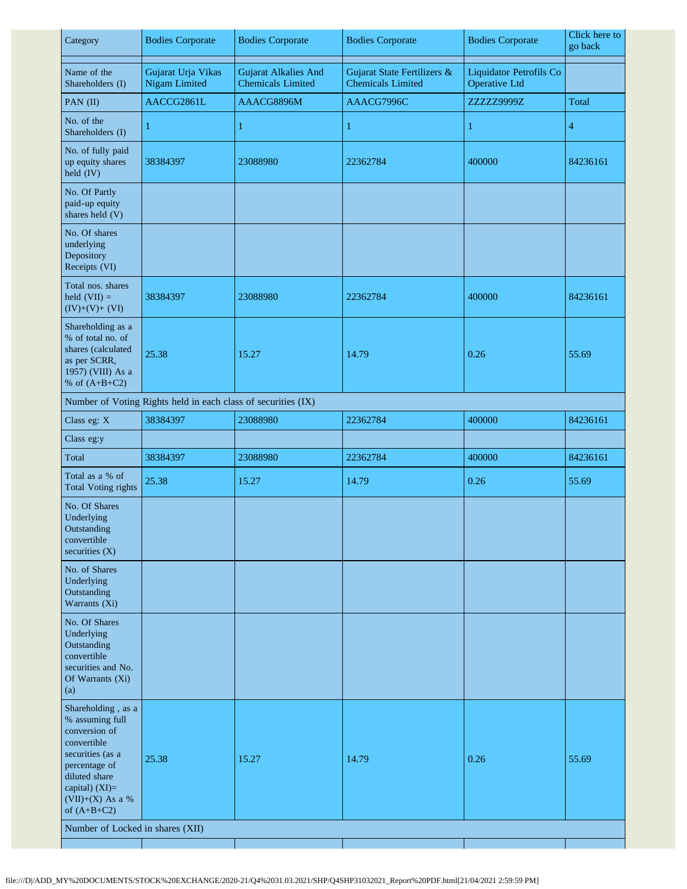| Category | Bodies Corporate | Bodies Corporate | Bodies Corporate | Bodies Corporate | Click here to go back |
|---|---|---|---|---|---|
| | | | | | |
| Name of the Shareholders (I) | Gujarat Urja Vikas Nigam Limited | Gujarat Alkalies And Chemicals Limited | Gujarat State Fertilizers & Chemicals Limited | Liquidator Petrofils Co Operative Ltd | |
| PAN (II) | AACCG2861L | AAACG8896M | AAACG7996C | ZZZZZ9999Z | Total |
| No. of the Shareholders (I) | 1 | 1 | 1 | 1 | 4 |
| No. of fully paid up equity shares held (IV) | 38384397 | 23088980 | 22362784 | 400000 | 84236161 |
| No. Of Partly paid-up equity shares held (V) | | | | | |
| No. Of shares underlying Depository Receipts (VI) | | | | | |
| Total nos. shares held (VII) = (IV)+(V)+ (VI) | 38384397 | 23088980 | 22362784 | 400000 | 84236161 |
| Shareholding as a % of total no. of shares (calculated as per SCRR, 1957) (VIII) As a % of (A+B+C2) | 25.38 | 15.27 | 14.79 | 0.26 | 55.69 |
| Number of Voting Rights held in each class of securities (IX) | | | | | |
| Class eg: X | 38384397 | 23088980 | 22362784 | 400000 | 84236161 |
| Class eg:y | | | | | |
| Total | 38384397 | 23088980 | 22362784 | 400000 | 84236161 |
| Total as a % of Total Voting rights | 25.38 | 15.27 | 14.79 | 0.26 | 55.69 |
| No. Of Shares Underlying Outstanding convertible securities (X) | | | | | |
| No. of Shares Underlying Outstanding Warrants (Xi) | | | | | |
| No. Of Shares Underlying Outstanding convertible securities and No. Of Warrants (Xi) (a) | | | | | |
| Shareholding , as a % assuming full conversion of convertible securities (as a percentage of diluted share capital) (XI)= (VII)+(X) As a % of (A+B+C2) | 25.38 | 15.27 | 14.79 | 0.26 | 55.69 |
| Number of Locked in shares (XII) | | | | | |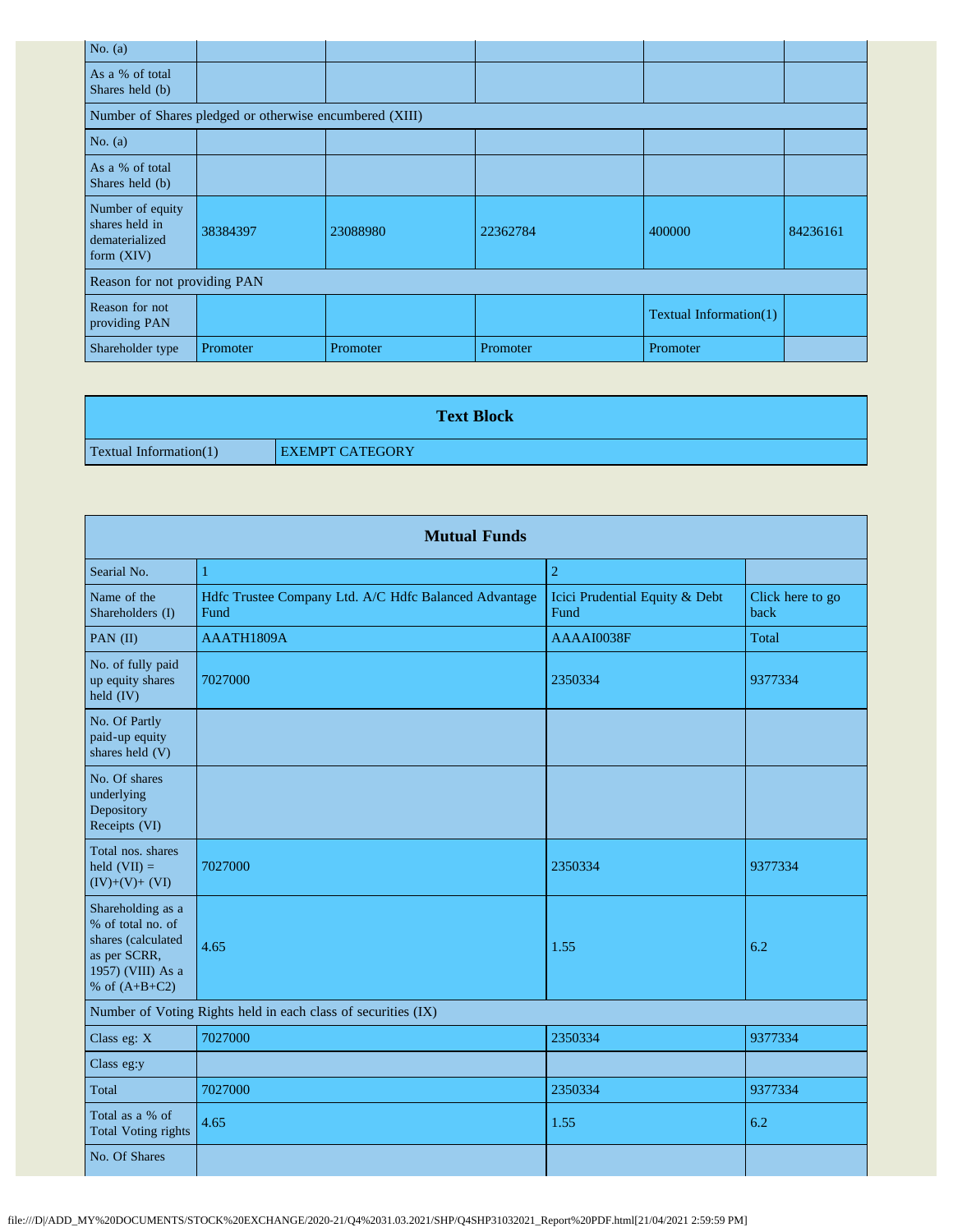| | | | | | |
|---|---|---|---|---|---|
| No. (a) | | | | | |
| As a % of total Shares held (b) | | | | | |
| Number of Shares pledged or otherwise encumbered (XIII) | | | | | |
| No. (a) | | | | | |
| As a % of total Shares held (b) | | | | | |
| Number of equity shares held in dematerialized form (XIV) | 38384397 | 23088980 | 22362784 | 400000 | 84236161 |
| Reason for not providing PAN | | | | | |
| Reason for not providing PAN | | | | Textual Information(1) | |
| Shareholder type | Promoter | Promoter | Promoter | Promoter | |

| Text Block | |
|---|---|
| Textual Information(1) | EXEMPT CATEGORY |

| Mutual Funds | | | |
|---|---|---|---|
| Searial No. | 1 | 2 | |
| Name of the Shareholders (I) | Hdfc Trustee Company Ltd. A/C Hdfc Balanced Advantage Fund | Icici Prudential Equity & Debt Fund | Click here to go back |
| PAN (II) | AAATH1809A | AAAAI0038F | Total |
| No. of fully paid up equity shares held (IV) | 7027000 | 2350334 | 9377334 |
| No. Of Partly paid-up equity shares held (V) | | | |
| No. Of shares underlying Depository Receipts (VI) | | | |
| Total nos. shares held (VII) = (IV)+(V)+ (VI) | 7027000 | 2350334 | 9377334 |
| Shareholding as a % of total no. of shares (calculated as per SCRR, 1957) (VIII) As a % of (A+B+C2) | 4.65 | 1.55 | 6.2 |
| Number of Voting Rights held in each class of securities (IX) | | | |
| Class eg: X | 7027000 | 2350334 | 9377334 |
| Class eg:y | | | |
| Total | 7027000 | 2350334 | 9377334 |
| Total as a % of Total Voting rights | 4.65 | 1.55 | 6.2 |
| No. Of Shares | | | |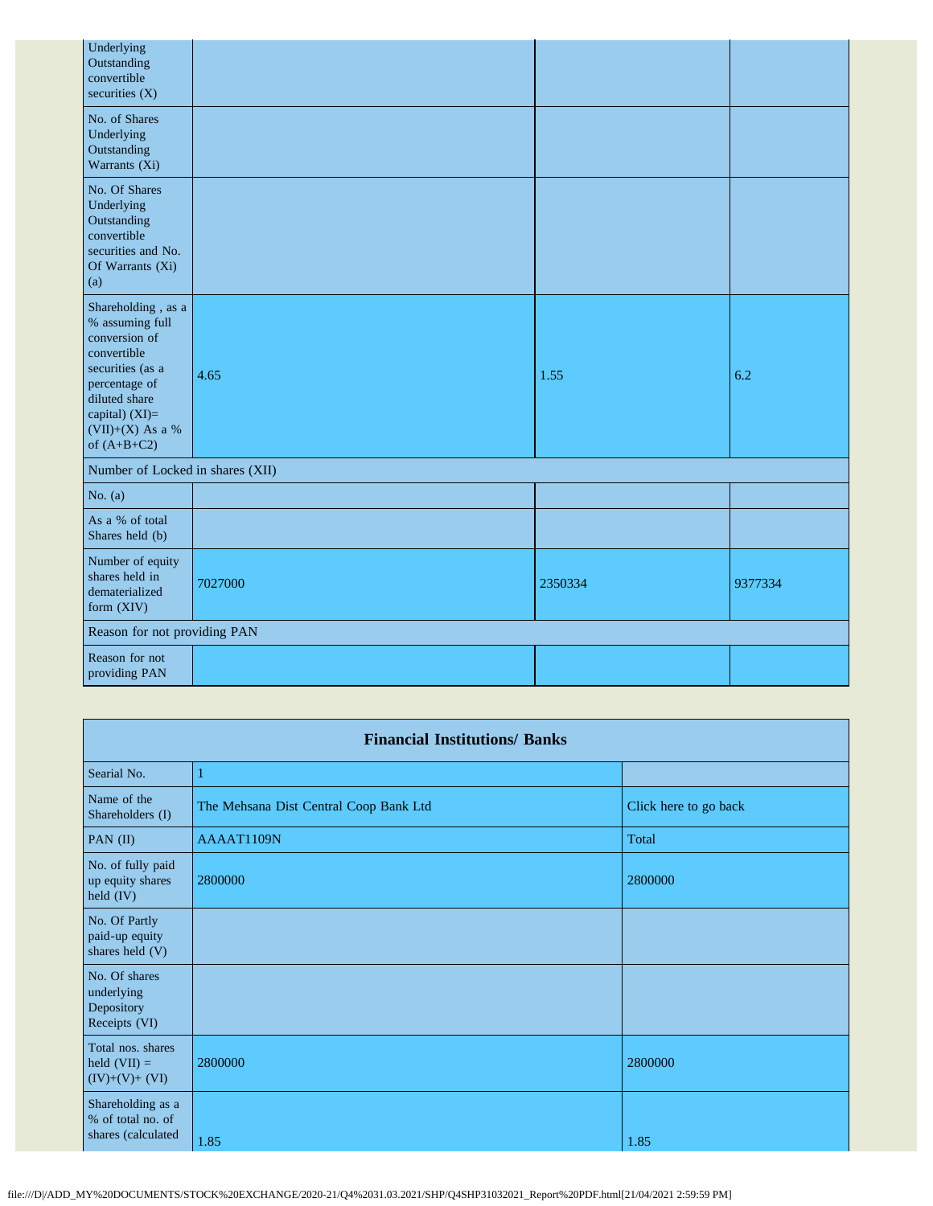| | | | |
|---|---|---|---|
| Underlying Outstanding convertible securities (X) | | | |
| No. of Shares Underlying Outstanding Warrants (Xi) | | | |
| No. Of Shares Underlying Outstanding convertible securities and No. Of Warrants (Xi) (a) | | | |
| Shareholding , as a % assuming full conversion of convertible securities (as a percentage of diluted share capital) (XI)= (VII)+(X) As a % of (A+B+C2) | 4.65 | 1.55 | 6.2 |
| Number of Locked in shares (XII) | | | |
| No. (a) | | | |
| As a % of total Shares held (b) | | | |
| Number of equity shares held in dematerialized form (XIV) | 7027000 | 2350334 | 9377334 |
| Reason for not providing PAN | | | |
| Reason for not providing PAN | | | |

| Financial Institutions/ Banks | | |
|---|---|---|
| Searial No. | 1 | |
| Name of the Shareholders (I) | The Mehsana Dist Central Coop Bank Ltd | Click here to go back |
| PAN (II) | AAAAT1109N | Total |
| No. of fully paid up equity shares held (IV) | 2800000 | 2800000 |
| No. Of Partly paid-up equity shares held (V) | | |
| No. Of shares underlying Depository Receipts (VI) | | |
| Total nos. shares held (VII) = (IV)+(V)+ (VI) | 2800000 | 2800000 |
| Shareholding as a % of total no. of shares (calculated | 1.85 | 1.85 |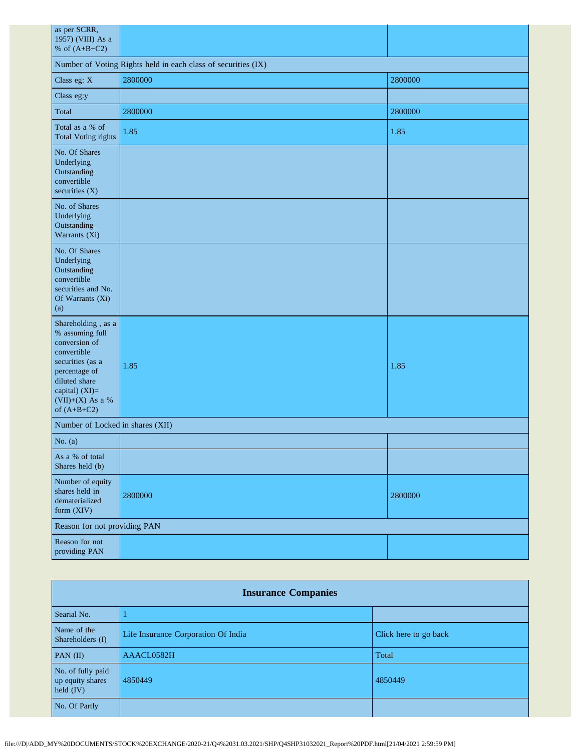| as per SCRR, 1957) (VIII) As a % of (A+B+C2) | | |
|---|---|---|
| Number of Voting Rights held in each class of securities (IX) | | |
| Class eg: X | 2800000 | 2800000 |
| Class eg:y | | |
| Total | 2800000 | 2800000 |
| Total as a % of Total Voting rights | 1.85 | 1.85 |
| No. Of Shares Underlying Outstanding convertible securities (X) | | |
| No. of Shares Underlying Outstanding Warrants (Xi) | | |
| No. Of Shares Underlying Outstanding convertible securities and No. Of Warrants (Xi) (a) | | |
| Shareholding , as a % assuming full conversion of convertible securities (as a percentage of diluted share capital) (XI)= (VII)+(X) As a % of (A+B+C2) | 1.85 | 1.85 |
| Number of Locked in shares (XII) | | |
| No. (a) | | |
| As a % of total Shares held (b) | | |
| Number of equity shares held in dematerialized form (XIV) | 2800000 | 2800000 |
| Reason for not providing PAN | | |
| Reason for not providing PAN | | |

| **Insurance Companies** | | |
|---|---|---|
| Searial No. | 1 | |
| Name of the Shareholders (I) | Life Insurance Corporation Of India | Click here to go back |
| PAN (II) | AAACL0582H | Total |
| No. of fully paid up equity shares held (IV) | 4850449 | 4850449 |
| No. Of Partly | | |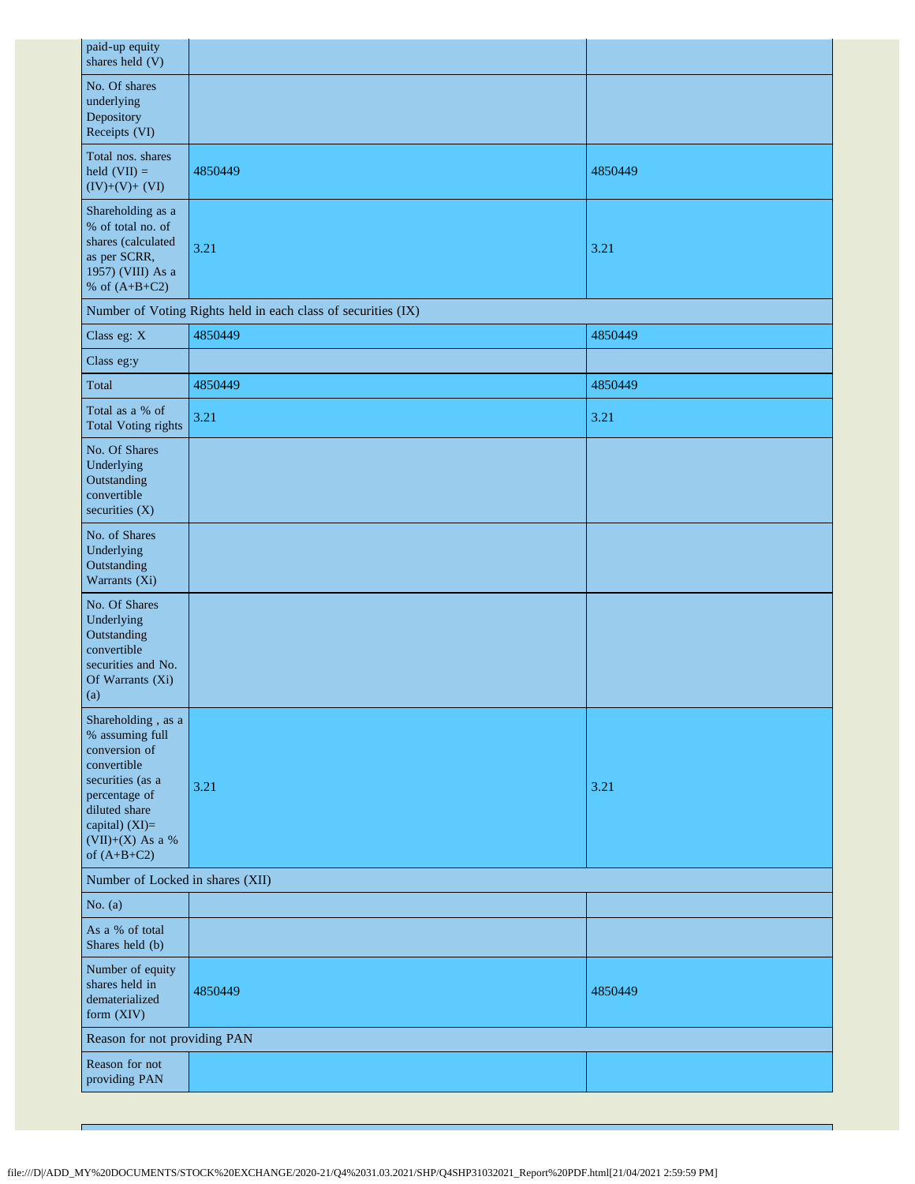| | | |
|---|---|---|
| paid-up equity shares held (V) | | |
| No. Of shares underlying Depository Receipts (VI) | | |
| Total nos. shares held (VII) = (IV)+(V)+ (VI) | 4850449 | 4850449 |
| Shareholding as a % of total no. of shares (calculated as per SCRR, 1957) (VIII) As a % of (A+B+C2) | 3.21 | 3.21 |
| Number of Voting Rights held in each class of securities (IX) | | |
| Class eg: X | 4850449 | 4850449 |
| Class eg:y | | |
| Total | 4850449 | 4850449 |
| Total as a % of Total Voting rights | 3.21 | 3.21 |
| No. Of Shares Underlying Outstanding convertible securities (X) | | |
| No. of Shares Underlying Outstanding Warrants (Xi) | | |
| No. Of Shares Underlying Outstanding convertible securities and No. Of Warrants (Xi) (a) | | |
| Shareholding , as a % assuming full conversion of convertible securities (as a percentage of diluted share capital) (XI)= (VII)+(X) As a % of (A+B+C2) | 3.21 | 3.21 |
| Number of Locked in shares (XII) | | |
| No. (a) | | |
| As a % of total Shares held (b) | | |
| Number of equity shares held in dematerialized form (XIV) | 4850449 | 4850449 |
| Reason for not providing PAN | | |
| Reason for not providing PAN | | |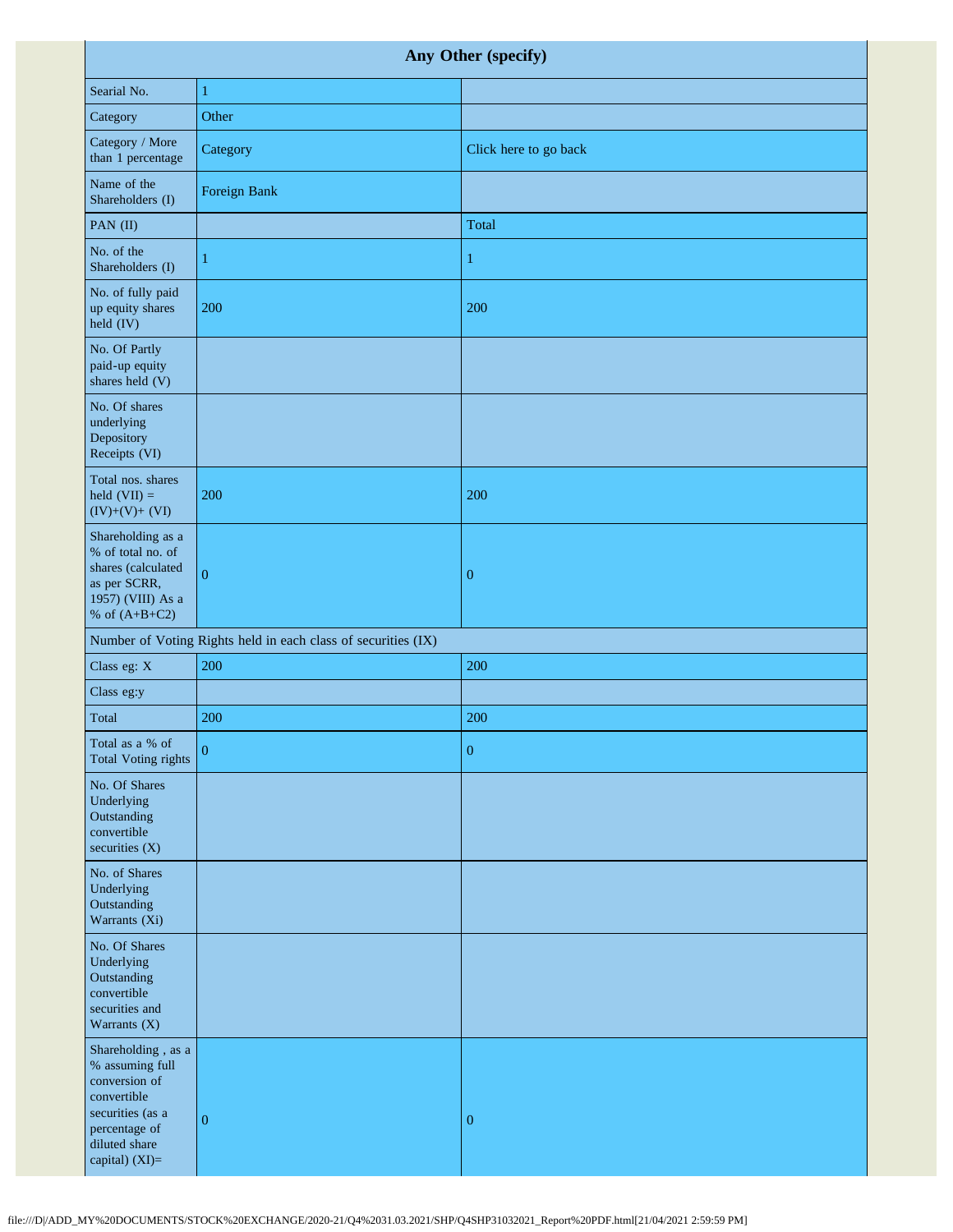| Any Other (specify) | | |
|---|---|---|
| Searial No. | 1 | |
| Category | Other | |
| Category / More than 1 percentage | Category | Click here to go back |
| Name of the Shareholders (I) | Foreign Bank | |
| PAN (II) | | Total |
| No. of the Shareholders (I) | 1 | 1 |
| No. of fully paid up equity shares held (IV) | 200 | 200 |
| No. Of Partly paid-up equity shares held (V) | | |
| No. Of shares underlying Depository Receipts (VI) | | |
| Total nos. shares held (VII) = (IV)+(V)+ (VI) | 200 | 200 |
| Shareholding as a % of total no. of shares (calculated as per SCRR, 1957) (VIII) As a % of (A+B+C2) | 0 | 0 |
| Number of Voting Rights held in each class of securities (IX) | | |
| Class eg: X | 200 | 200 |
| Class eg:y | | |
| Total | 200 | 200 |
| Total as a % of Total Voting rights | 0 | 0 |
| No. Of Shares Underlying Outstanding convertible securities (X) | | |
| No. of Shares Underlying Outstanding Warrants (Xi) | | |
| No. Of Shares Underlying Outstanding convertible securities and Warrants (X) | | |
| Shareholding , as a % assuming full conversion of convertible securities (as a percentage of diluted share capital) (XI)= | 0 | 0 |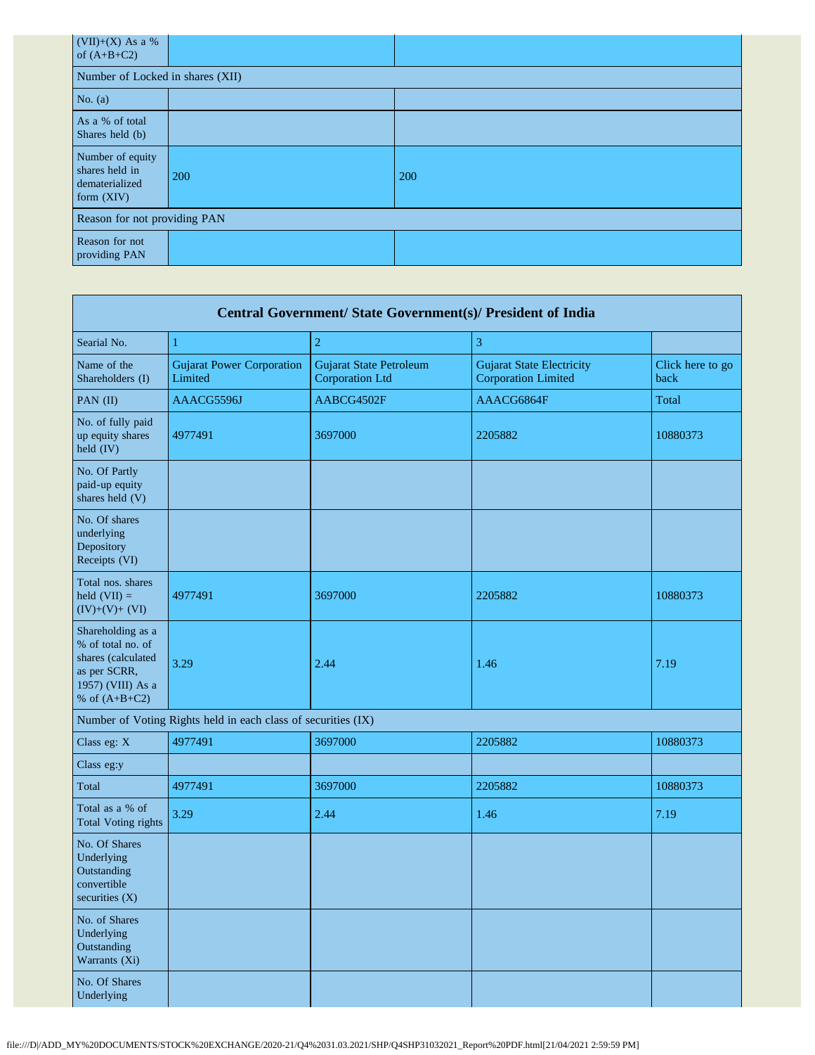| (VII)+(X) As a % of (A+B+C2) | | |
|---|---|---|
| Number of Locked in shares (XII) | | |
| No. (a) | | |
| As a % of total Shares held (b) | | |
| Number of equity shares held in dematerialized form (XIV) | 200 | 200 |
| Reason for not providing PAN | | |
| Reason for not providing PAN | | |

| Central Government/ State Government(s)/ President of India | | | | |
|---|---|---|---|---|
| Searial No. | 1 | 2 | 3 | |
| Name of the Shareholders (I) | Gujarat Power Corporation Limited | Gujarat State Petroleum Corporation Ltd | Gujarat State Electricity Corporation Limited | Click here to go back |
| PAN (II) | AAACG5596J | AABCG4502F | AAACG6864F | Total |
| No. of fully paid up equity shares held (IV) | 4977491 | 3697000 | 2205882 | 10880373 |
| No. Of Partly paid-up equity shares held (V) | | | | |
| No. Of shares underlying Depository Receipts (VI) | | | | |
| Total nos. shares held (VII) = (IV)+(V)+ (VI) | 4977491 | 3697000 | 2205882 | 10880373 |
| Shareholding as a % of total no. of shares (calculated as per SCRR, 1957) (VIII) As a % of (A+B+C2) | 3.29 | 2.44 | 1.46 | 7.19 |
| Number of Voting Rights held in each class of securities (IX) | | | | |
| Class eg: X | 4977491 | 3697000 | 2205882 | 10880373 |
| Class eg:y | | | | |
| Total | 4977491 | 3697000 | 2205882 | 10880373 |
| Total as a % of Total Voting rights | 3.29 | 2.44 | 1.46 | 7.19 |
| No. Of Shares Underlying Outstanding convertible securities (X) | | | | |
| No. of Shares Underlying Outstanding Warrants (Xi) | | | | |
| No. Of Shares Underlying | | | | |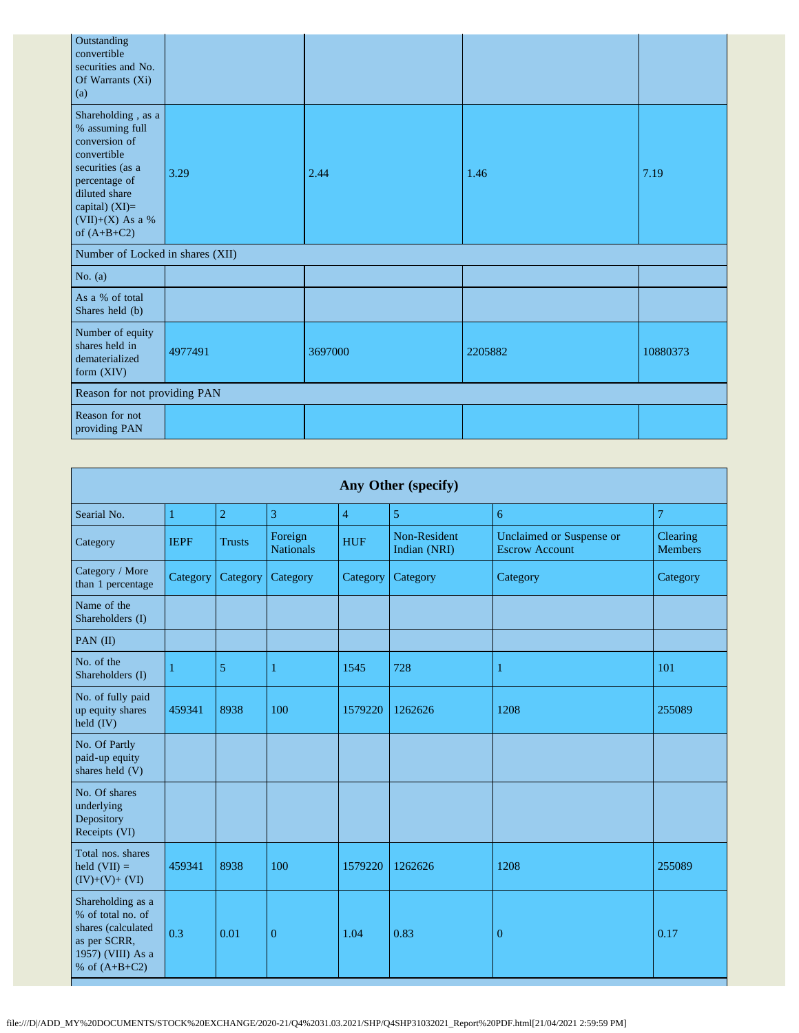| | | | | |
|---|---|---|---|---|
| Outstanding convertible securities and No. Of Warrants (Xi) (a) | | | | |
| Shareholding , as a % assuming full conversion of convertible securities (as a percentage of diluted share capital) (XI)= (VII)+(X) As a % of (A+B+C2) | 3.29 | 2.44 | 1.46 | 7.19 |
| Number of Locked in shares (XII) | | | | |
| No. (a) | | | | |
| As a % of total Shares held (b) | | | | |
| Number of equity shares held in dematerialized form (XIV) | 4977491 | 3697000 | 2205882 | 10880373 |
| Reason for not providing PAN | | | | |
| Reason for not providing PAN | | | | |

| Any Other (specify) | | | | | | | |
|---|---|---|---|---|---|---|---|
| Searial No. | 1 | 2 | 3 | 4 | 5 | 6 | 7 |
| Category | IEPF | Trusts | Foreign Nationals | HUF | Non-Resident Indian (NRI) | Unclaimed or Suspense or Escrow Account | Clearing Members |
| Category / More than 1 percentage | Category | Category | Category | Category | Category | Category | Category |
| Name of the Shareholders (I) | | | | | | | |
| PAN (II) | | | | | | | |
| No. of the Shareholders (I) | 1 | 5 | 1 | 1545 | 728 | 1 | 101 |
| No. of fully paid up equity shares held (IV) | 459341 | 8938 | 100 | 1579220 | 1262626 | 1208 | 255089 |
| No. Of Partly paid-up equity shares held (V) | | | | | | | |
| No. Of shares underlying Depository Receipts (VI) | | | | | | | |
| Total nos. shares held (VII) = (IV)+(V)+ (VI) | 459341 | 8938 | 100 | 1579220 | 1262626 | 1208 | 255089 |
| Shareholding as a % of total no. of shares (calculated as per SCRR, 1957) (VIII) As a % of (A+B+C2) | 0.3 | 0.01 | 0 | 1.04 | 0.83 | 0 | 0.17 |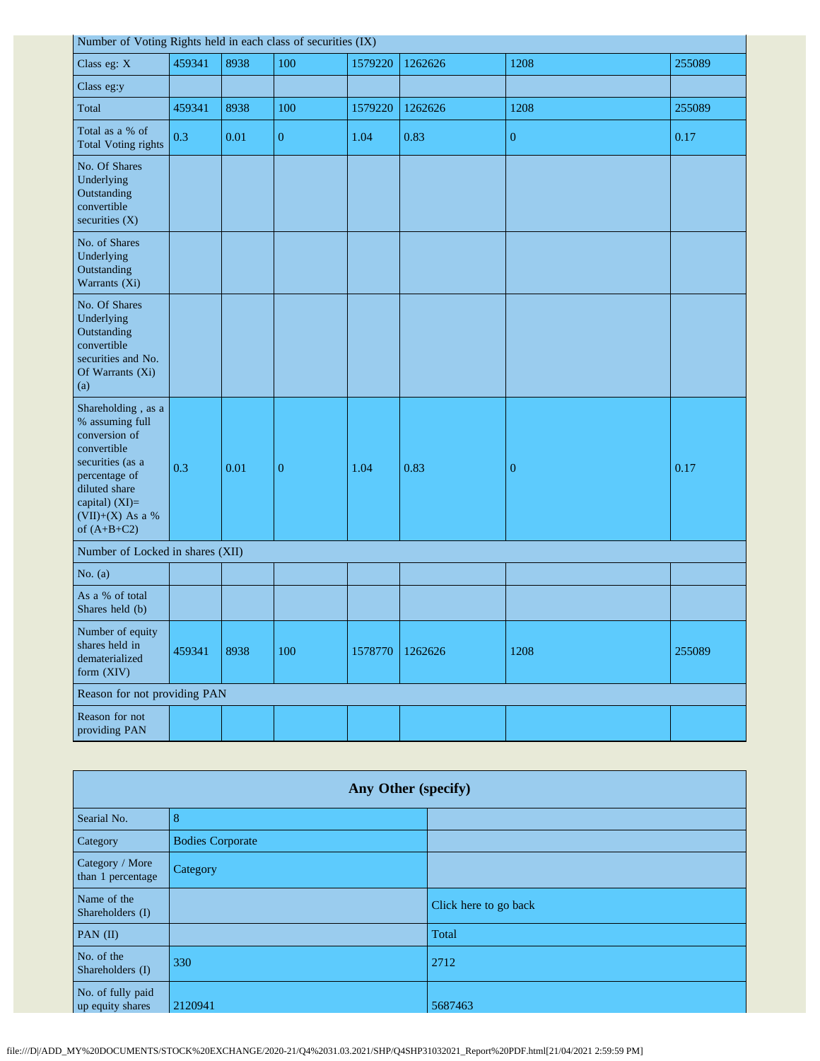| Number of Voting Rights held in each class of securities (IX) | | | | | | | |
|---|---|---|---|---|---|---|---|
| Class eg: X | 459341 | 8938 | 100 | 1579220 | 1262626 | 1208 | 255089 |
| Class eg:y | | | | | | | |
| Total | 459341 | 8938 | 100 | 1579220 | 1262626 | 1208 | 255089 |
| Total as a % of Total Voting rights | 0.3 | 0.01 | 0 | 1.04 | 0.83 | 0 | 0.17 |
| No. Of Shares Underlying Outstanding convertible securities (X) | | | | | | | |
| No. of Shares Underlying Outstanding Warrants (Xi) | | | | | | | |
| No. Of Shares Underlying Outstanding convertible securities and No. Of Warrants (Xi) (a) | | | | | | | |
| Shareholding , as a % assuming full conversion of convertible securities (as a percentage of diluted share capital) (XI)= (VII)+(X) As a % of (A+B+C2) | 0.3 | 0.01 | 0 | 1.04 | 0.83 | 0 | 0.17 |
| Number of Locked in shares (XII) | | | | | | | |
| No. (a) | | | | | | | |
| As a % of total Shares held (b) | | | | | | | |
| Number of equity shares held in dematerialized form (XIV) | 459341 | 8938 | 100 | 1578770 | 1262626 | 1208 | 255089 |
| Reason for not providing PAN | | | | | | | |
| Reason for not providing PAN | | | | | | | |

| Any Other (specify) | | |
|---|---|---|
| Searial No. | 8 | |
| Category | Bodies Corporate | |
| Category / More than 1 percentage | Category | |
| Name of the Shareholders (I) | | Click here to go back |
| PAN (II) | | Total |
| No. of the Shareholders (I) | 330 | 2712 |
| No. of fully paid up equity shares | 2120941 | 5687463 |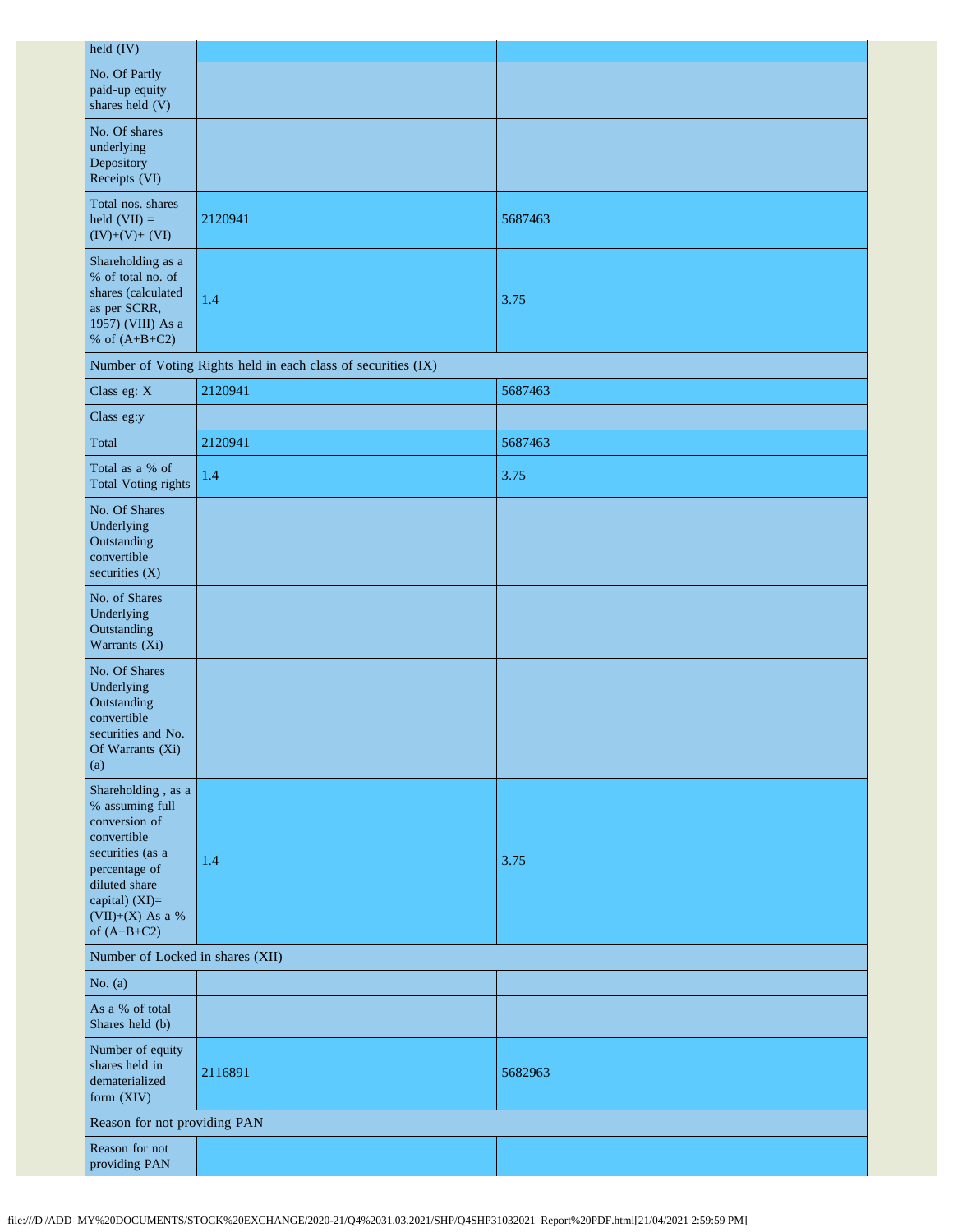| held (IV) | | |
|---|---|---|
| No. Of Partly paid-up equity shares held (V) | | |
| No. Of shares underlying Depository Receipts (VI) | | |
| Total nos. shares held (VII) = (IV)+(V)+ (VI) | 2120941 | 5687463 |
| Shareholding as a % of total no. of shares (calculated as per SCRR, 1957) (VIII) As a % of (A+B+C2) | 1.4 | 3.75 |
| Number of Voting Rights held in each class of securities (IX) | | |
| Class eg: X | 2120941 | 5687463 |
| Class eg:y | | |
| Total | 2120941 | 5687463 |
| Total as a % of Total Voting rights | 1.4 | 3.75 |
| No. Of Shares Underlying Outstanding convertible securities (X) | | |
| No. of Shares Underlying Outstanding Warrants (Xi) | | |
| No. Of Shares Underlying Outstanding convertible securities and No. Of Warrants (Xi) (a) | | |
| Shareholding , as a % assuming full conversion of convertible securities (as a percentage of diluted share capital) (XI)= (VII)+(X) As a % of (A+B+C2) | 1.4 | 3.75 |
| Number of Locked in shares (XII) | | |
| No. (a) | | |
| As a % of total Shares held (b) | | |
| Number of equity shares held in dematerialized form (XIV) | 2116891 | 5682963 |
| Reason for not providing PAN | | |
| Reason for not providing PAN | | |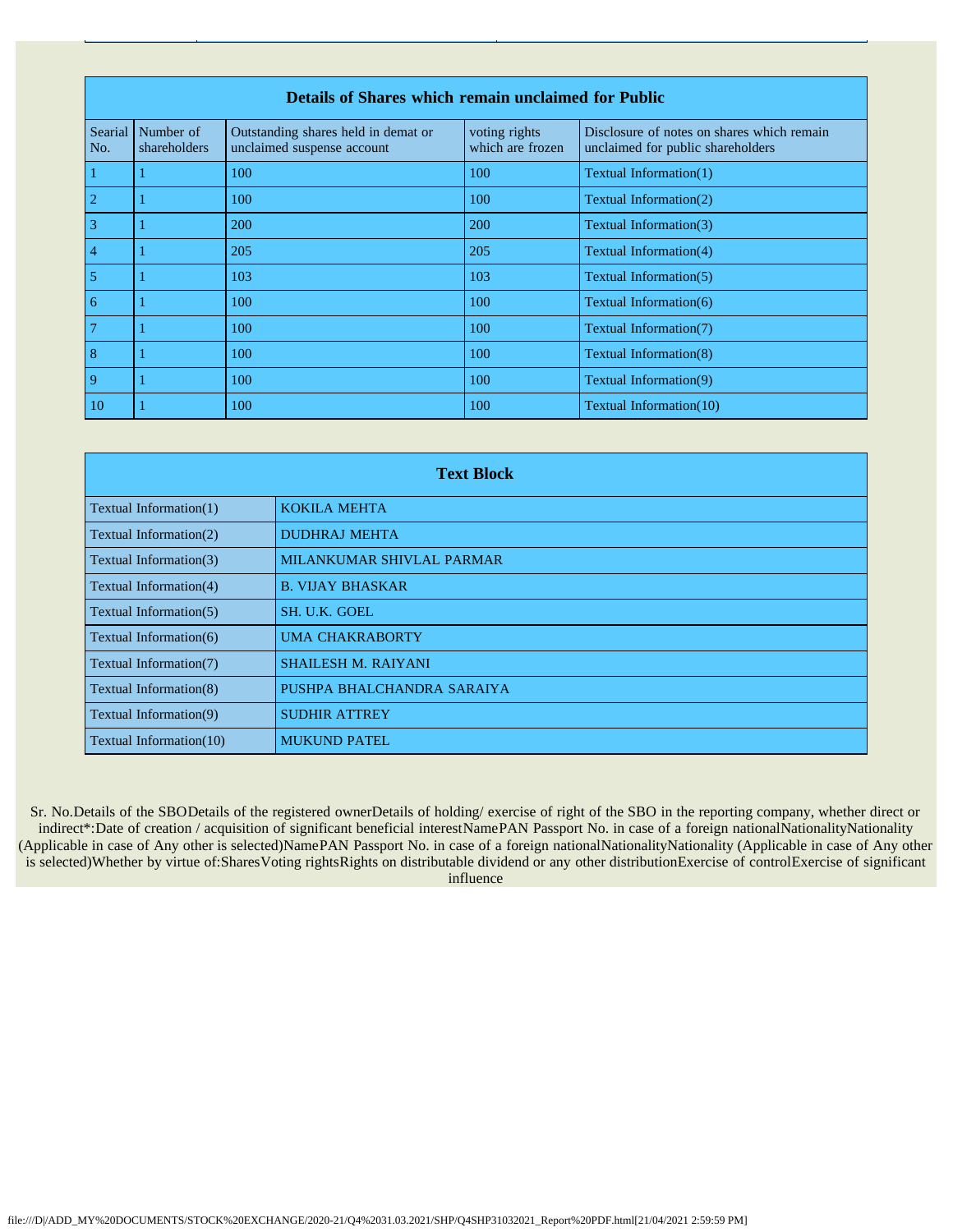| Details of Shares which remain unclaimed for Public | | | | |
|---|---|---|---|---|
| Searial No. | Number of shareholders | Outstanding shares held in demat or unclaimed suspense account | voting rights which are frozen | Disclosure of notes on shares which remain unclaimed for public shareholders |
| 1 | 1 | 100 | 100 | Textual Information(1) |
| 2 | 1 | 100 | 100 | Textual Information(2) |
| 3 | 1 | 200 | 200 | Textual Information(3) |
| 4 | 1 | 205 | 205 | Textual Information(4) |
| 5 | 1 | 103 | 103 | Textual Information(5) |
| 6 | 1 | 100 | 100 | Textual Information(6) |
| 7 | 1 | 100 | 100 | Textual Information(7) |
| 8 | 1 | 100 | 100 | Textual Information(8) |
| 9 | 1 | 100 | 100 | Textual Information(9) |
| 10 | 1 | 100 | 100 | Textual Information(10) |

| Text Block | |
|---|---|
| Textual Information(1) | KOKILA MEHTA |
| Textual Information(2) | DUDHRAJ MEHTA |
| Textual Information(3) | MILANKUMAR SHIVLAL PARMAR |
| Textual Information(4) | B. VIJAY BHASKAR |
| Textual Information(5) | SH. U.K. GOEL |
| Textual Information(6) | UMA CHAKRABORTY |
| Textual Information(7) | SHAILESH M. RAIYANI |
| Textual Information(8) | PUSHPA BHALCHANDRA SARAIYA |
| Textual Information(9) | SUDHIR ATTREY |
| Textual Information(10) | MUKUND PATEL |

Sr. No.Details of the SBODetails of the registered ownerDetails of holding/ exercise of right of the SBO in the reporting company, whether direct or indirect*:Date of creation / acquisition of significant beneficial interestNamePAN Passport No. in case of a foreign nationalNationalityNationality (Applicable in case of Any other is selected)NamePAN Passport No. in case of a foreign nationalNationalityNationality (Applicable in case of Any other is selected)Whether by virtue of:SharesVoting rightsRights on distributable dividend or any other distributionExercise of controlExercise of significant influence